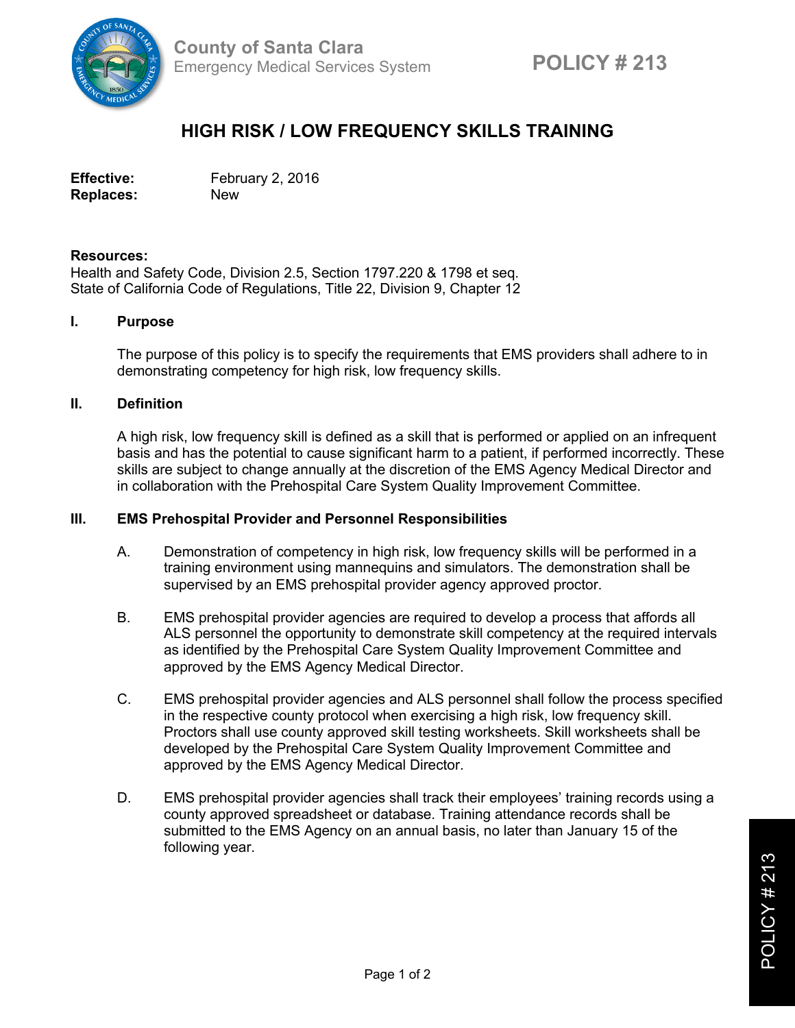County of Santa Clara
Emergency Medical Services System

**POLICY # 213**

# HIGH RISK / LOW FREQUENCY SKILLS TRAINING

**Effective:** February 2, 2016
**Replaces:** New

**Resources:**
Health and Safety Code, Division 2.5, Section 1797.220 & 1798 et seq.
State of California Code of Regulations, Title 22, Division 9, Chapter 12

## I. Purpose

The purpose of this policy is to specify the requirements that EMS providers shall adhere to in demonstrating competency for high risk, low frequency skills.

## II. Definition

A high risk, low frequency skill is defined as a skill that is performed or applied on an infrequent basis and has the potential to cause significant harm to a patient, if performed incorrectly. These skills are subject to change annually at the discretion of the EMS Agency Medical Director and in collaboration with the Prehospital Care System Quality Improvement Committee.

## III. EMS Prehospital Provider and Personnel Responsibilities

A. Demonstration of competency in high risk, low frequency skills will be performed in a training environment using mannequins and simulators. The demonstration shall be supervised by an EMS prehospital provider agency approved proctor.

B. EMS prehospital provider agencies are required to develop a process that affords all ALS personnel the opportunity to demonstrate skill competency at the required intervals as identified by the Prehospital Care System Quality Improvement Committee and approved by the EMS Agency Medical Director.

C. EMS prehospital provider agencies and ALS personnel shall follow the process specified in the respective county protocol when exercising a high risk, low frequency skill. Proctors shall use county approved skill testing worksheets. Skill worksheets shall be developed by the Prehospital Care System Quality Improvement Committee and approved by the EMS Agency Medical Director.

D. EMS prehospital provider agencies shall track their employees' training records using a county approved spreadsheet or database. Training attendance records shall be submitted to the EMS Agency on an annual basis, no later than January 15 of the following year.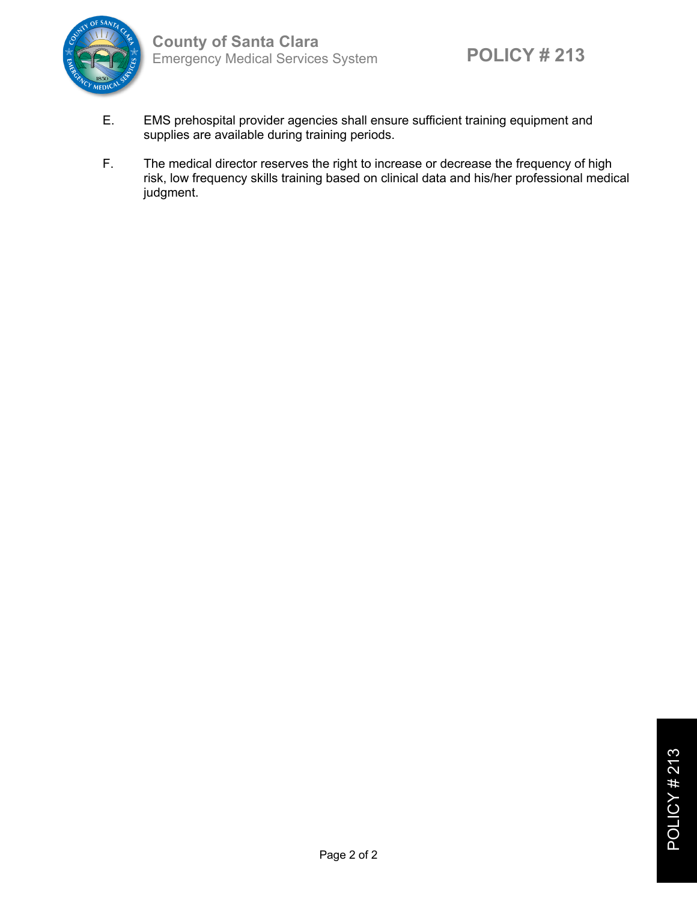E. EMS prehospital provider agencies shall ensure sufficient training equipment and supplies are available during training periods.

F. The medical director reserves the right to increase or decrease the frequency of high risk, low frequency skills training based on clinical data and his/her professional medical judgment.